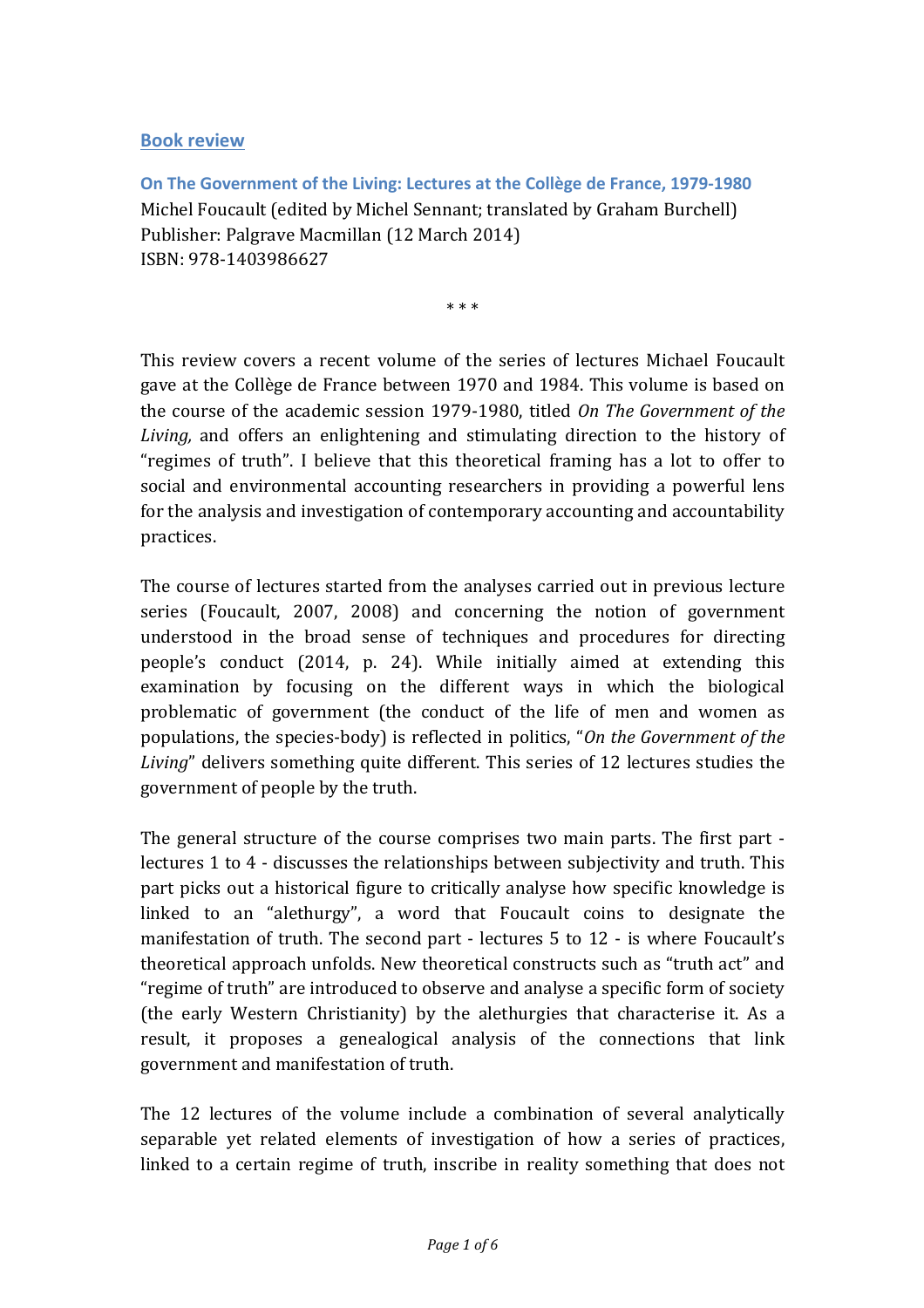## Book review

**On The Government of the Living: Lectures at the Collège de France, 1979-1980**
Michel Foucault (edited by Michel Sennant; translated by Graham Burchell)
Publisher: Palgrave Macmillan (12 March 2014)
ISBN: 978-1403986627

\* \* \*

This review covers a recent volume of the series of lectures Michael Foucault gave at the Collège de France between 1970 and 1984. This volume is based on the course of the academic session 1979-1980, titled *On The Government of the Living,* and offers an enlightening and stimulating direction to the history of "regimes of truth". I believe that this theoretical framing has a lot to offer to social and environmental accounting researchers in providing a powerful lens for the analysis and investigation of contemporary accounting and accountability practices.

The course of lectures started from the analyses carried out in previous lecture series (Foucault, 2007, 2008) and concerning the notion of government understood in the broad sense of techniques and procedures for directing people's conduct (2014, p. 24). While initially aimed at extending this examination by focusing on the different ways in which the biological problematic of government (the conduct of the life of men and women as populations, the species-body) is reflected in politics, "*On the Government of the Living*" delivers something quite different. This series of 12 lectures studies the government of people by the truth.

The general structure of the course comprises two main parts. The first part - lectures 1 to 4 - discusses the relationships between subjectivity and truth. This part picks out a historical figure to critically analyse how specific knowledge is linked to an "alethurgy", a word that Foucault coins to designate the manifestation of truth. The second part - lectures 5 to 12 - is where Foucault's theoretical approach unfolds. New theoretical constructs such as "truth act" and "regime of truth" are introduced to observe and analyse a specific form of society (the early Western Christianity) by the alethurgies that characterise it. As a result, it proposes a genealogical analysis of the connections that link government and manifestation of truth.

The 12 lectures of the volume include a combination of several analytically separable yet related elements of investigation of how a series of practices, linked to a certain regime of truth, inscribe in reality something that does not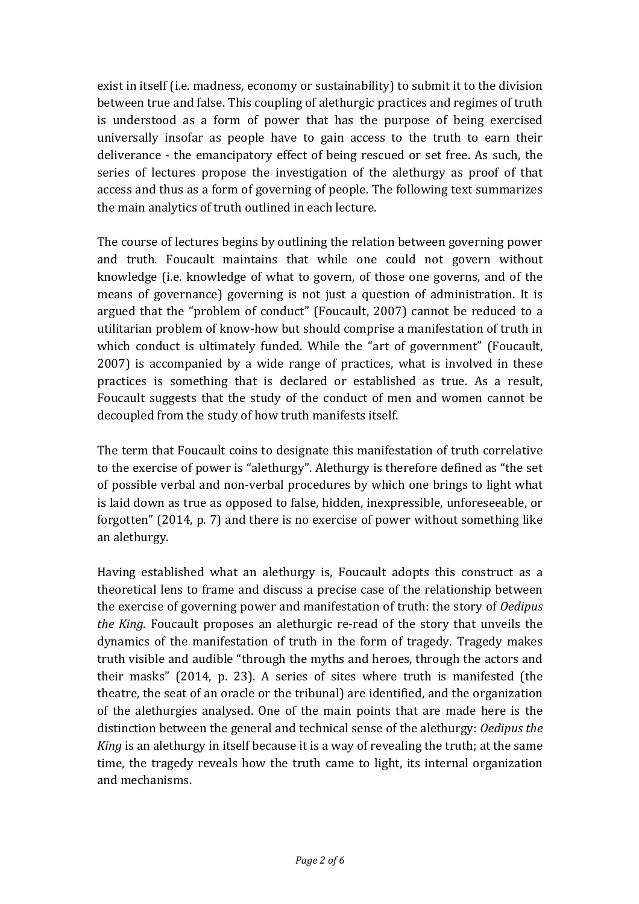exist in itself (i.e. madness, economy or sustainability) to submit it to the division between true and false. This coupling of alethurgic practices and regimes of truth is understood as a form of power that has the purpose of being exercised universally insofar as people have to gain access to the truth to earn their deliverance - the emancipatory effect of being rescued or set free. As such, the series of lectures propose the investigation of the alethurgy as proof of that access and thus as a form of governing of people. The following text summarizes the main analytics of truth outlined in each lecture.

The course of lectures begins by outlining the relation between governing power and truth. Foucault maintains that while one could not govern without knowledge (i.e. knowledge of what to govern, of those one governs, and of the means of governance) governing is not just a question of administration. It is argued that the "problem of conduct" (Foucault, 2007) cannot be reduced to a utilitarian problem of know-how but should comprise a manifestation of truth in which conduct is ultimately funded. While the "art of government" (Foucault, 2007) is accompanied by a wide range of practices, what is involved in these practices is something that is declared or established as true. As a result, Foucault suggests that the study of the conduct of men and women cannot be decoupled from the study of how truth manifests itself.

The term that Foucault coins to designate this manifestation of truth correlative to the exercise of power is "alethurgy". Alethurgy is therefore defined as "the set of possible verbal and non-verbal procedures by which one brings to light what is laid down as true as opposed to false, hidden, inexpressible, unforeseeable, or forgotten" (2014, p. 7) and there is no exercise of power without something like an alethurgy.

Having established what an alethurgy is, Foucault adopts this construct as a theoretical lens to frame and discuss a precise case of the relationship between the exercise of governing power and manifestation of truth: the story of *Oedipus the King.* Foucault proposes an alethurgic re-read of the story that unveils the dynamics of the manifestation of truth in the form of tragedy. Tragedy makes truth visible and audible "through the myths and heroes, through the actors and their masks" (2014, p. 23). A series of sites where truth is manifested (the theatre, the seat of an oracle or the tribunal) are identified, and the organization of the alethurgies analysed. One of the main points that are made here is the distinction between the general and technical sense of the alethurgy: *Oedipus the King* is an alethurgy in itself because it is a way of revealing the truth; at the same time, the tragedy reveals how the truth came to light, its internal organization and mechanisms.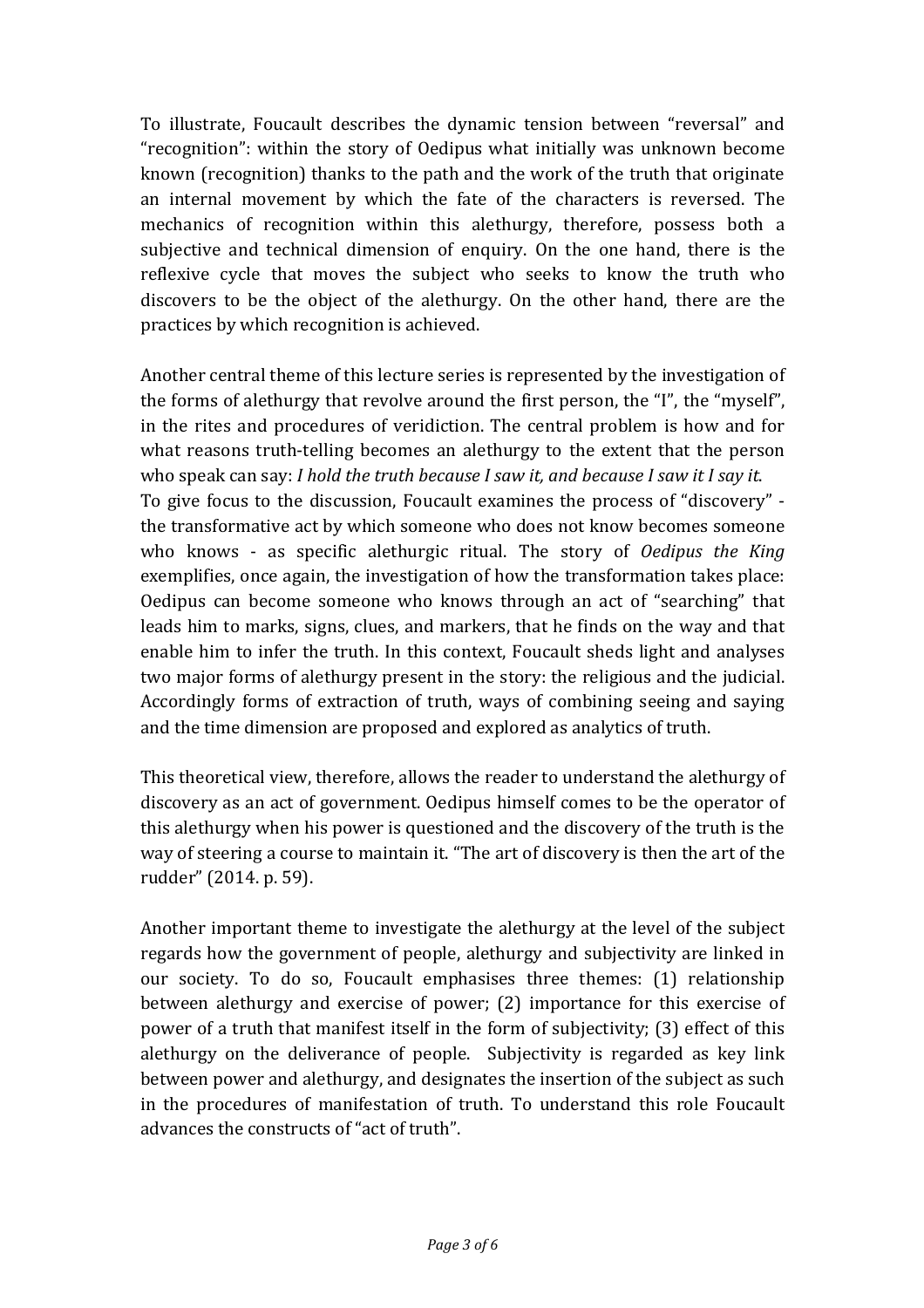To illustrate, Foucault describes the dynamic tension between "reversal" and "recognition": within the story of Oedipus what initially was unknown become known (recognition) thanks to the path and the work of the truth that originate an internal movement by which the fate of the characters is reversed. The mechanics of recognition within this alethurgy, therefore, possess both a subjective and technical dimension of enquiry. On the one hand, there is the reflexive cycle that moves the subject who seeks to know the truth who discovers to be the object of the alethurgy. On the other hand, there are the practices by which recognition is achieved.

Another central theme of this lecture series is represented by the investigation of the forms of alethurgy that revolve around the first person, the "I", the "myself", in the rites and procedures of veridiction. The central problem is how and for what reasons truth-telling becomes an alethurgy to the extent that the person who speak can say: *I hold the truth because I saw it, and because I saw it I say it*.
To give focus to the discussion, Foucault examines the process of "discovery" - the transformative act by which someone who does not know becomes someone who knows - as specific alethurgic ritual. The story of *Oedipus the King* exemplifies, once again, the investigation of how the transformation takes place: Oedipus can become someone who knows through an act of "searching" that leads him to marks, signs, clues, and markers, that he finds on the way and that enable him to infer the truth. In this context, Foucault sheds light and analyses two major forms of alethurgy present in the story: the religious and the judicial. Accordingly forms of extraction of truth, ways of combining seeing and saying and the time dimension are proposed and explored as analytics of truth.

This theoretical view, therefore, allows the reader to understand the alethurgy of discovery as an act of government. Oedipus himself comes to be the operator of this alethurgy when his power is questioned and the discovery of the truth is the way of steering a course to maintain it. "The art of discovery is then the art of the rudder" (2014. p. 59).

Another important theme to investigate the alethurgy at the level of the subject regards how the government of people, alethurgy and subjectivity are linked in our society. To do so, Foucault emphasises three themes: (1) relationship between alethurgy and exercise of power; (2) importance for this exercise of power of a truth that manifest itself in the form of subjectivity; (3) effect of this alethurgy on the deliverance of people. Subjectivity is regarded as key link between power and alethurgy, and designates the insertion of the subject as such in the procedures of manifestation of truth. To understand this role Foucault advances the constructs of "act of truth".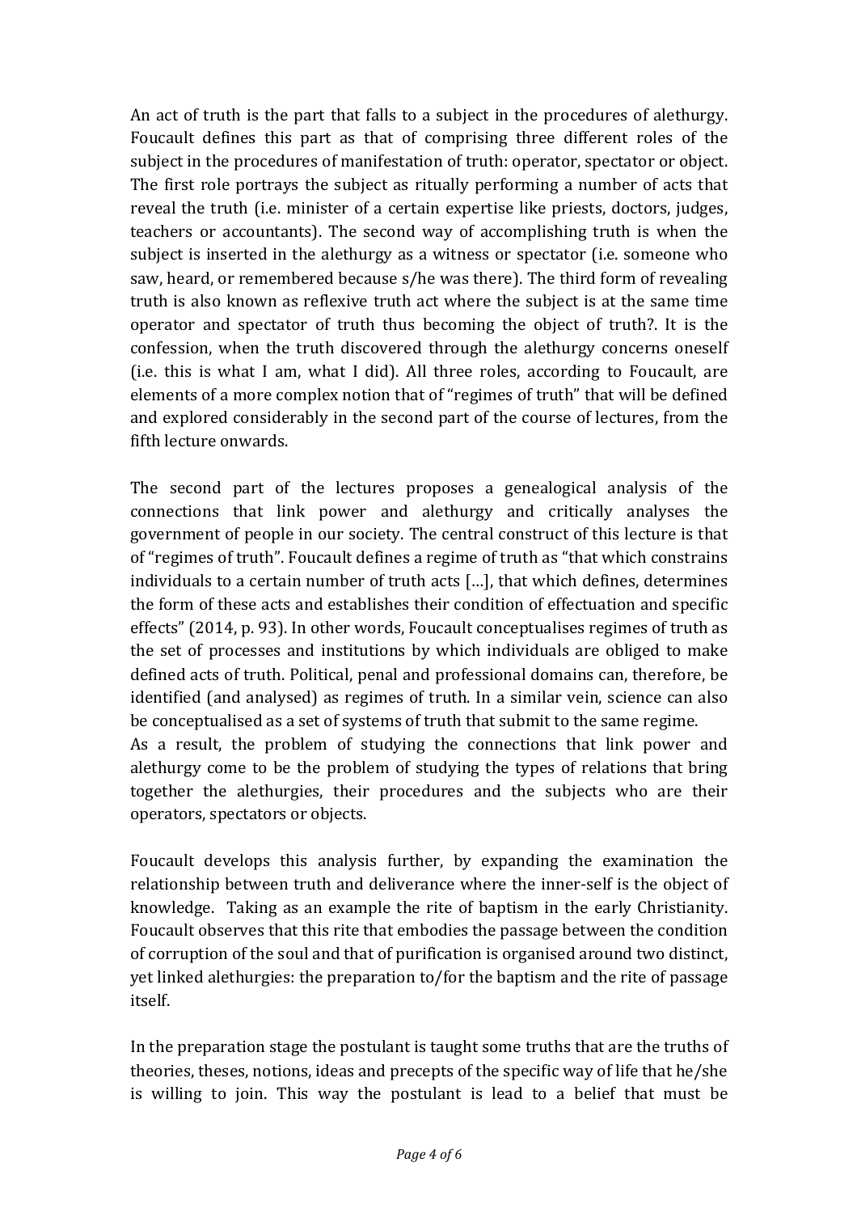An act of truth is the part that falls to a subject in the procedures of alethurgy. Foucault defines this part as that of comprising three different roles of the subject in the procedures of manifestation of truth: operator, spectator or object. The first role portrays the subject as ritually performing a number of acts that reveal the truth (i.e. minister of a certain expertise like priests, doctors, judges, teachers or accountants). The second way of accomplishing truth is when the subject is inserted in the alethurgy as a witness or spectator (i.e. someone who saw, heard, or remembered because s/he was there). The third form of revealing truth is also known as reflexive truth act where the subject is at the same time operator and spectator of truth thus becoming the object of truth?. It is the confession, when the truth discovered through the alethurgy concerns oneself (i.e. this is what I am, what I did). All three roles, according to Foucault, are elements of a more complex notion that of "regimes of truth" that will be defined and explored considerably in the second part of the course of lectures, from the fifth lecture onwards.

The second part of the lectures proposes a genealogical analysis of the connections that link power and alethurgy and critically analyses the government of people in our society. The central construct of this lecture is that of "regimes of truth". Foucault defines a regime of truth as "that which constrains individuals to a certain number of truth acts […], that which defines, determines the form of these acts and establishes their condition of effectuation and specific effects" (2014, p. 93). In other words, Foucault conceptualises regimes of truth as the set of processes and institutions by which individuals are obliged to make defined acts of truth. Political, penal and professional domains can, therefore, be identified (and analysed) as regimes of truth. In a similar vein, science can also be conceptualised as a set of systems of truth that submit to the same regime.
As a result, the problem of studying the connections that link power and alethurgy come to be the problem of studying the types of relations that bring together the alethurgies, their procedures and the subjects who are their operators, spectators or objects.

Foucault develops this analysis further, by expanding the examination the relationship between truth and deliverance where the inner-self is the object of knowledge. Taking as an example the rite of baptism in the early Christianity. Foucault observes that this rite that embodies the passage between the condition of corruption of the soul and that of purification is organised around two distinct, yet linked alethurgies: the preparation to/for the baptism and the rite of passage itself.

In the preparation stage the postulant is taught some truths that are the truths of theories, theses, notions, ideas and precepts of the specific way of life that he/she is willing to join. This way the postulant is lead to a belief that must be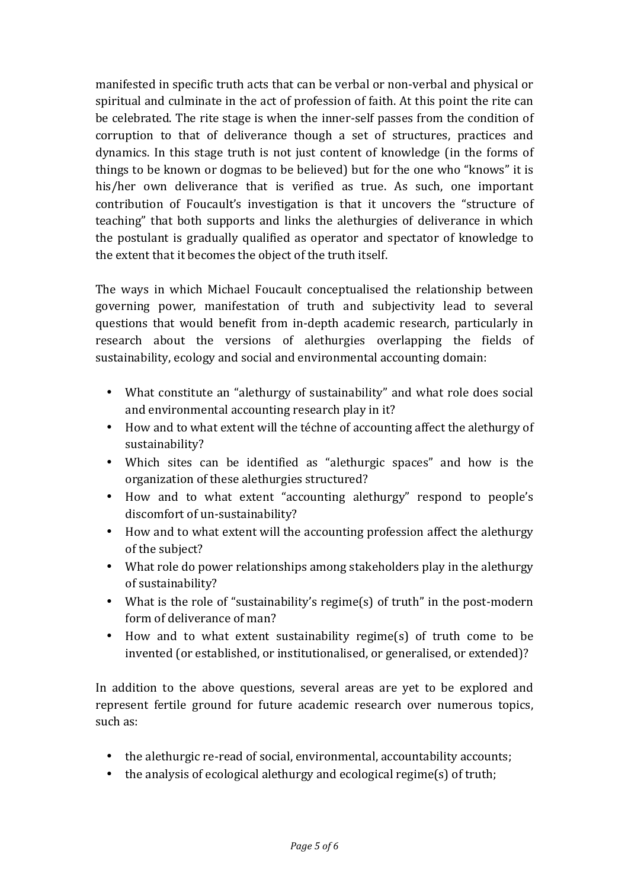manifested in specific truth acts that can be verbal or non-verbal and physical or spiritual and culminate in the act of profession of faith. At this point the rite can be celebrated. The rite stage is when the inner-self passes from the condition of corruption to that of deliverance though a set of structures, practices and dynamics. In this stage truth is not just content of knowledge (in the forms of things to be known or dogmas to be believed) but for the one who "knows" it is his/her own deliverance that is verified as true. As such, one important contribution of Foucault's investigation is that it uncovers the "structure of teaching" that both supports and links the alethurgies of deliverance in which the postulant is gradually qualified as operator and spectator of knowledge to the extent that it becomes the object of the truth itself.

The ways in which Michael Foucault conceptualised the relationship between governing power, manifestation of truth and subjectivity lead to several questions that would benefit from in-depth academic research, particularly in research about the versions of alethurgies overlapping the fields of sustainability, ecology and social and environmental accounting domain:

- What constitute an "alethurgy of sustainability" and what role does social and environmental accounting research play in it?
- How and to what extent will the téchne of accounting affect the alethurgy of sustainability?
- Which sites can be identified as "alethurgic spaces" and how is the organization of these alethurgies structured?
- How and to what extent "accounting alethurgy" respond to people's discomfort of un-sustainability?
- How and to what extent will the accounting profession affect the alethurgy of the subject?
- What role do power relationships among stakeholders play in the alethurgy of sustainability?
- What is the role of "sustainability's regime(s) of truth" in the post-modern form of deliverance of man?
- How and to what extent sustainability regime(s) of truth come to be invented (or established, or institutionalised, or generalised, or extended)?

In addition to the above questions, several areas are yet to be explored and represent fertile ground for future academic research over numerous topics, such as:

- the alethurgic re-read of social, environmental, accountability accounts;
- the analysis of ecological alethurgy and ecological regime(s) of truth;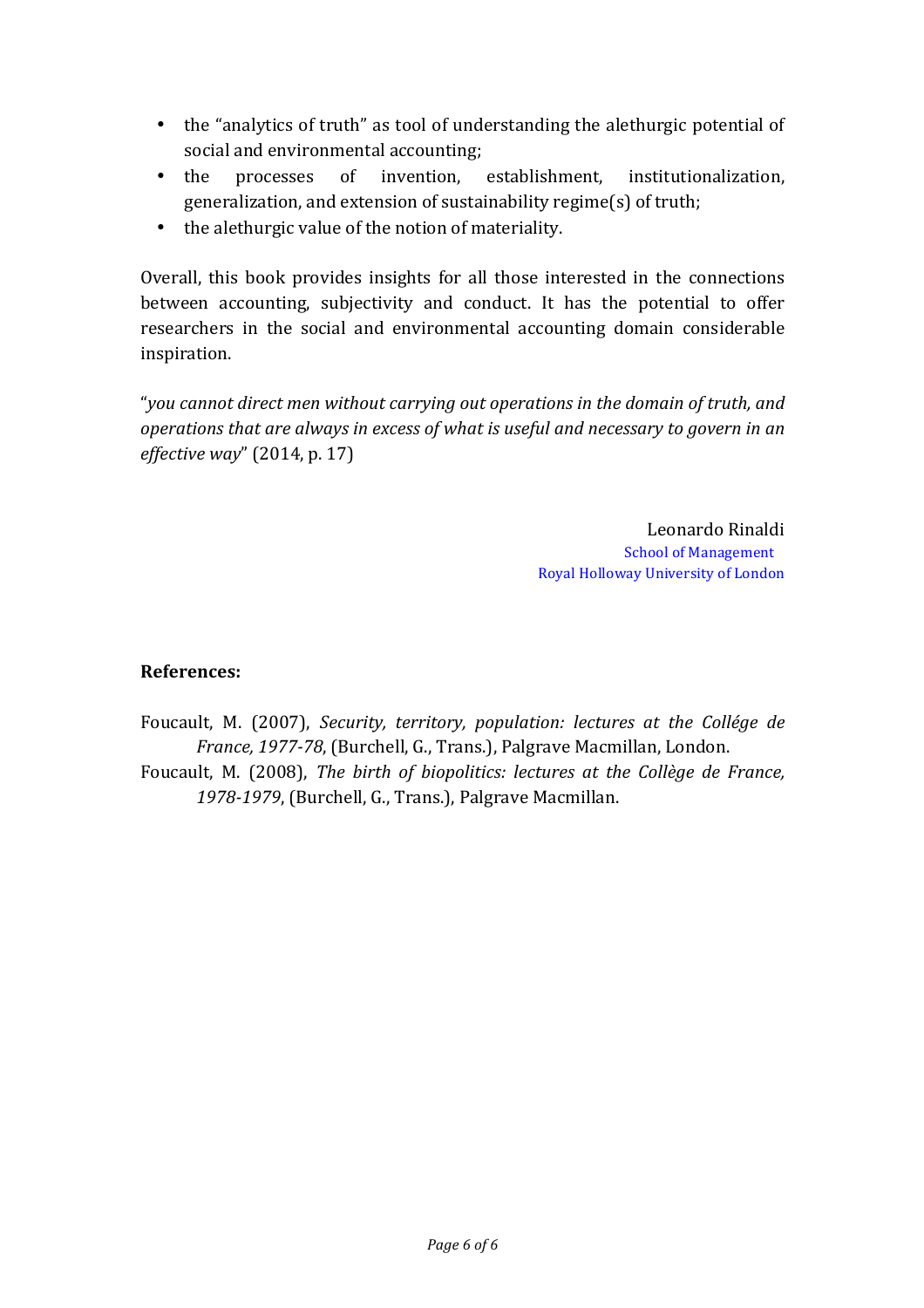- the "analytics of truth" as tool of understanding the alethurgic potential of social and environmental accounting;
- the processes of invention, establishment, institutionalization, generalization, and extension of sustainability regime(s) of truth;
- the alethurgic value of the notion of materiality.

Overall, this book provides insights for all those interested in the connections between accounting, subjectivity and conduct. It has the potential to offer researchers in the social and environmental accounting domain considerable inspiration.

"*you cannot direct men without carrying out operations in the domain of truth, and operations that are always in excess of what is useful and necessary to govern in an effective way*" (2014, p. 17)

Leonardo Rinaldi
School of Management
Royal Holloway University of London

**References:**

Foucault, M. (2007), *Security, territory, population: lectures at the Collége de France, 1977-78*, (Burchell, G., Trans.), Palgrave Macmillan, London.

Foucault, M. (2008), *The birth of biopolitics: lectures at the Collège de France, 1978-1979*, (Burchell, G., Trans.), Palgrave Macmillan.